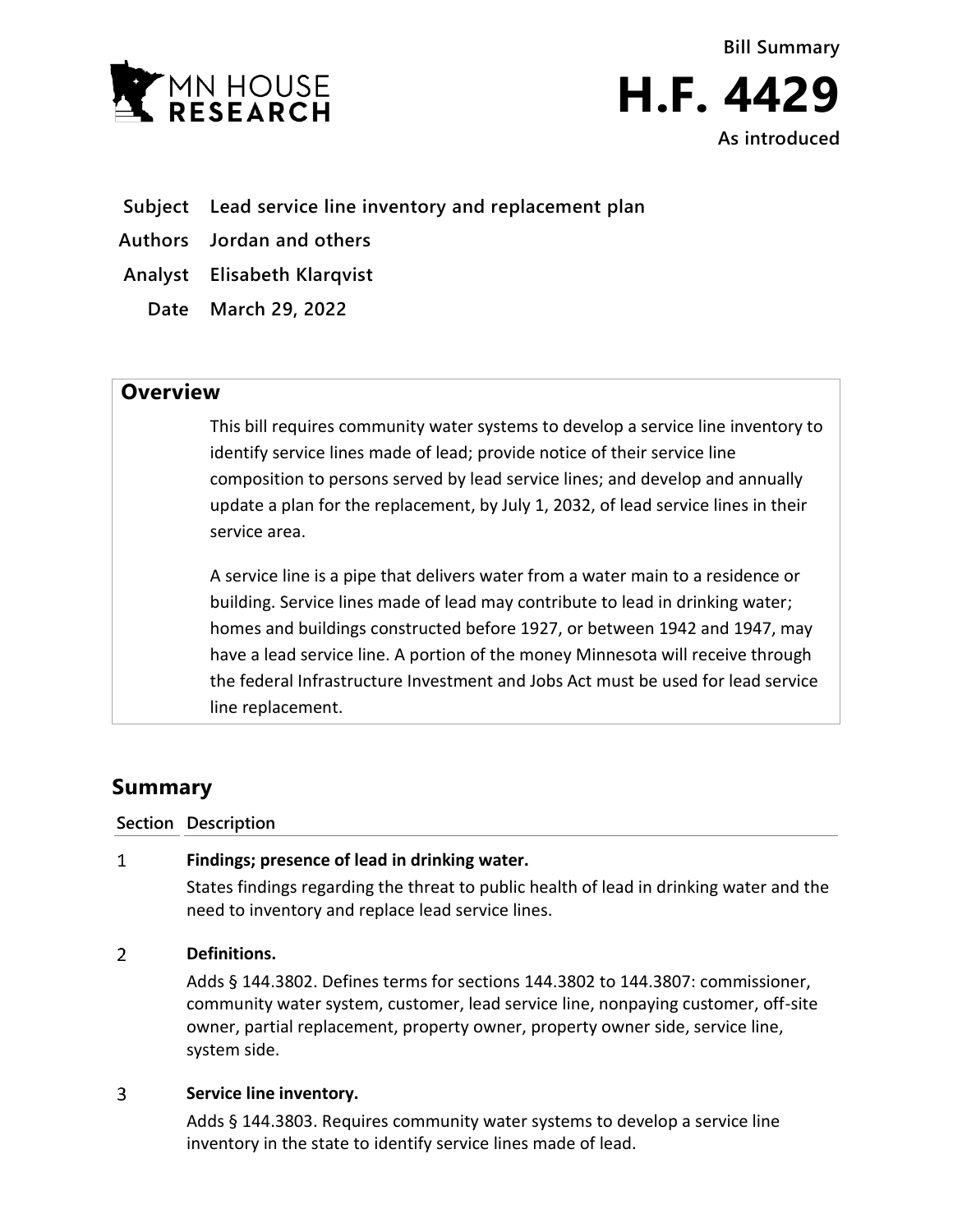MN HOUSE RESEARCH

# Bill Summary

# H.F. 4429

**As introduced**

**Subject** Lead service line inventory and replacement plan

**Authors** Jordan and others

**Analyst** Elisabeth Klarqvist

**Date** March 29, 2022

## Overview

This bill requires community water systems to develop a service line inventory to identify service lines made of lead; provide notice of their service line composition to persons served by lead service lines; and develop and annually update a plan for the replacement, by July 1, 2032, of lead service lines in their service area.

A service line is a pipe that delivers water from a water main to a residence or building. Service lines made of lead may contribute to lead in drinking water; homes and buildings constructed before 1927, or between 1942 and 1947, may have a lead service line. A portion of the money Minnesota will receive through the federal Infrastructure Investment and Jobs Act must be used for lead service line replacement.

## Summary

| Section | Description |
|---|---|
| 1 | **Findings; presence of lead in drinking water.** States findings regarding the threat to public health of lead in drinking water and the need to inventory and replace lead service lines. |
| 2 | **Definitions.** Adds § 144.3802. Defines terms for sections 144.3802 to 144.3807: commissioner, community water system, customer, lead service line, nonpaying customer, off-site owner, partial replacement, property owner, property owner side, service line, system side. |
| 3 | **Service line inventory.** Adds § 144.3803. Requires community water systems to develop a service line inventory in the state to identify service lines made of lead. |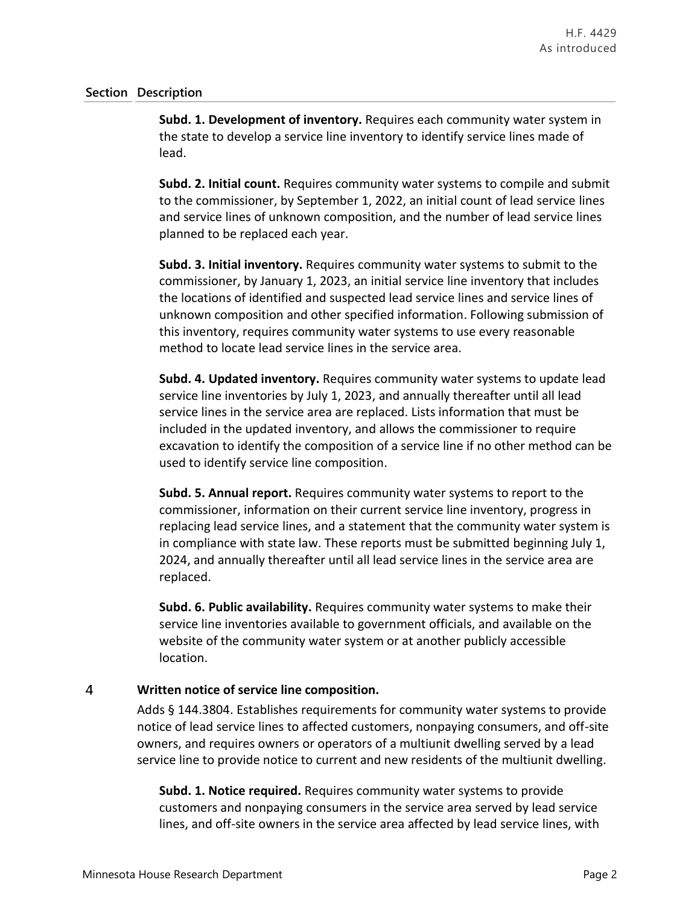| Section | Description |
|---|---|
| | **Subd. 1. Development of inventory.** Requires each community water system in the state to develop a service line inventory to identify service lines made of lead. |
| | **Subd. 2. Initial count.** Requires community water systems to compile and submit to the commissioner, by September 1, 2022, an initial count of lead service lines and service lines of unknown composition, and the number of lead service lines planned to be replaced each year. |
| | **Subd. 3. Initial inventory.** Requires community water systems to submit to the commissioner, by January 1, 2023, an initial service line inventory that includes the locations of identified and suspected lead service lines and service lines of unknown composition and other specified information. Following submission of this inventory, requires community water systems to use every reasonable method to locate lead service lines in the service area. |
| | **Subd. 4. Updated inventory.** Requires community water systems to update lead service line inventories by July 1, 2023, and annually thereafter until all lead service lines in the service area are replaced. Lists information that must be included in the updated inventory, and allows the commissioner to require excavation to identify the composition of a service line if no other method can be used to identify service line composition. |
| | **Subd. 5. Annual report.** Requires community water systems to report to the commissioner, information on their current service line inventory, progress in replacing lead service lines, and a statement that the community water system is in compliance with state law. These reports must be submitted beginning July 1, 2024, and annually thereafter until all lead service lines in the service area are replaced. |
| | **Subd. 6. Public availability.** Requires community water systems to make their service line inventories available to government officials, and available on the website of the community water system or at another publicly accessible location. |
| 4 | **Written notice of service line composition.**<br>Adds § 144.3804. Establishes requirements for community water systems to provide notice of lead service lines to affected customers, nonpaying consumers, and off-site owners, and requires owners or operators of a multiunit dwelling served by a lead service line to provide notice to current and new residents of the multiunit dwelling. |
| | **Subd. 1. Notice required.** Requires community water systems to provide customers and nonpaying consumers in the service area served by lead service lines, and off-site owners in the service area affected by lead service lines, with |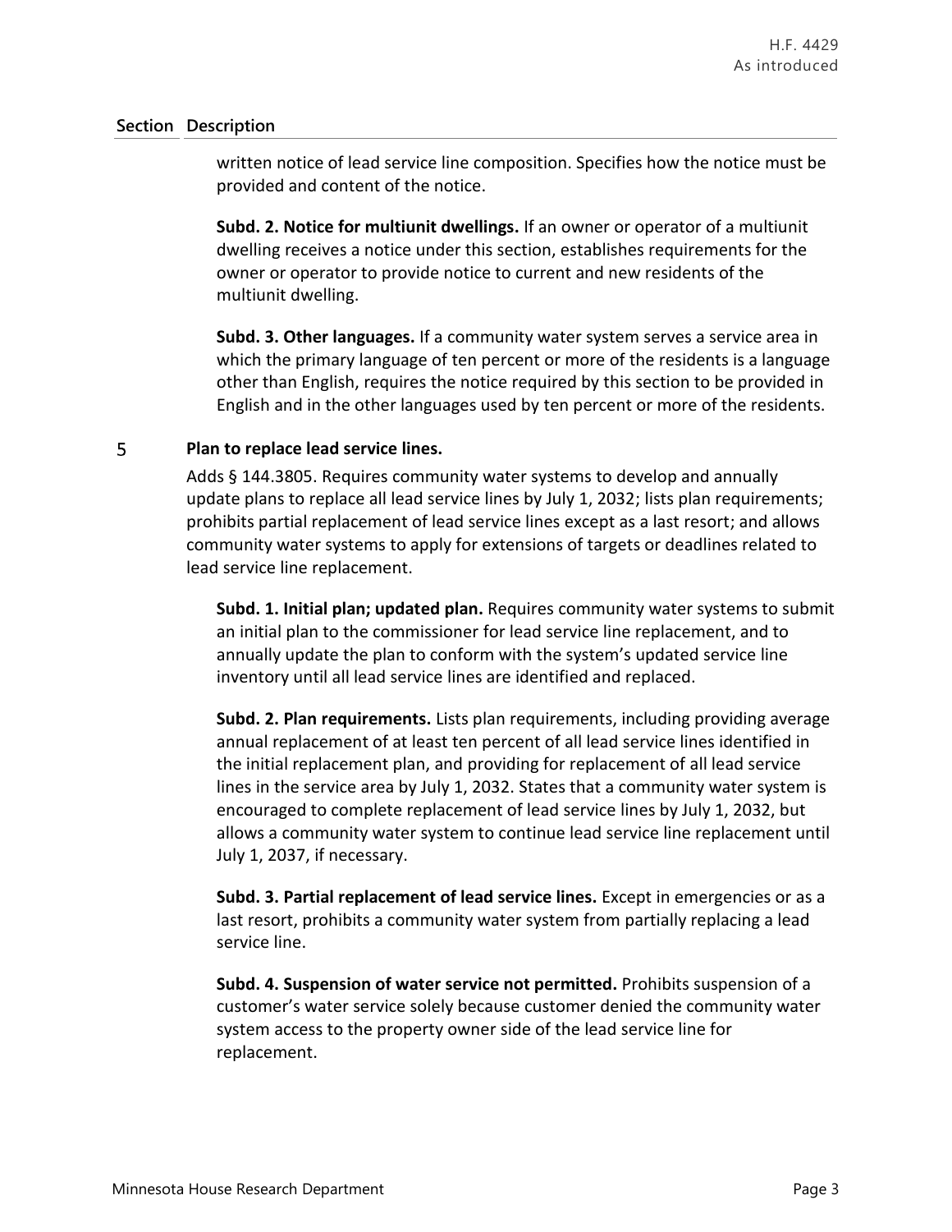| Section | Description |
|---|---|
| | written notice of lead service line composition. Specifies how the notice must be provided and content of the notice.<br><br>**Subd. 2. Notice for multiunit dwellings.** If an owner or operator of a multiunit dwelling receives a notice under this section, establishes requirements for the owner or operator to provide notice to current and new residents of the multiunit dwelling.<br><br>**Subd. 3. Other languages.** If a community water system serves a service area in which the primary language of ten percent or more of the residents is a language other than English, requires the notice required by this section to be provided in English and in the other languages used by ten percent or more of the residents. |
| 5 | **Plan to replace lead service lines.**<br><br>Adds § 144.3805. Requires community water systems to develop and annually update plans to replace all lead service lines by July 1, 2032; lists plan requirements; prohibits partial replacement of lead service lines except as a last resort; and allows community water systems to apply for extensions of targets or deadlines related to lead service line replacement.<br><br>**Subd. 1. Initial plan; updated plan.** Requires community water systems to submit an initial plan to the commissioner for lead service line replacement, and to annually update the plan to conform with the system's updated service line inventory until all lead service lines are identified and replaced.<br><br>**Subd. 2. Plan requirements.** Lists plan requirements, including providing average annual replacement of at least ten percent of all lead service lines identified in the initial replacement plan, and providing for replacement of all lead service lines in the service area by July 1, 2032. States that a community water system is encouraged to complete replacement of lead service lines by July 1, 2032, but allows a community water system to continue lead service line replacement until July 1, 2037, if necessary.<br><br>**Subd. 3. Partial replacement of lead service lines.** Except in emergencies or as a last resort, prohibits a community water system from partially replacing a lead service line.<br><br>**Subd. 4. Suspension of water service not permitted.** Prohibits suspension of a customer's water service solely because customer denied the community water system access to the property owner side of the lead service line for replacement. |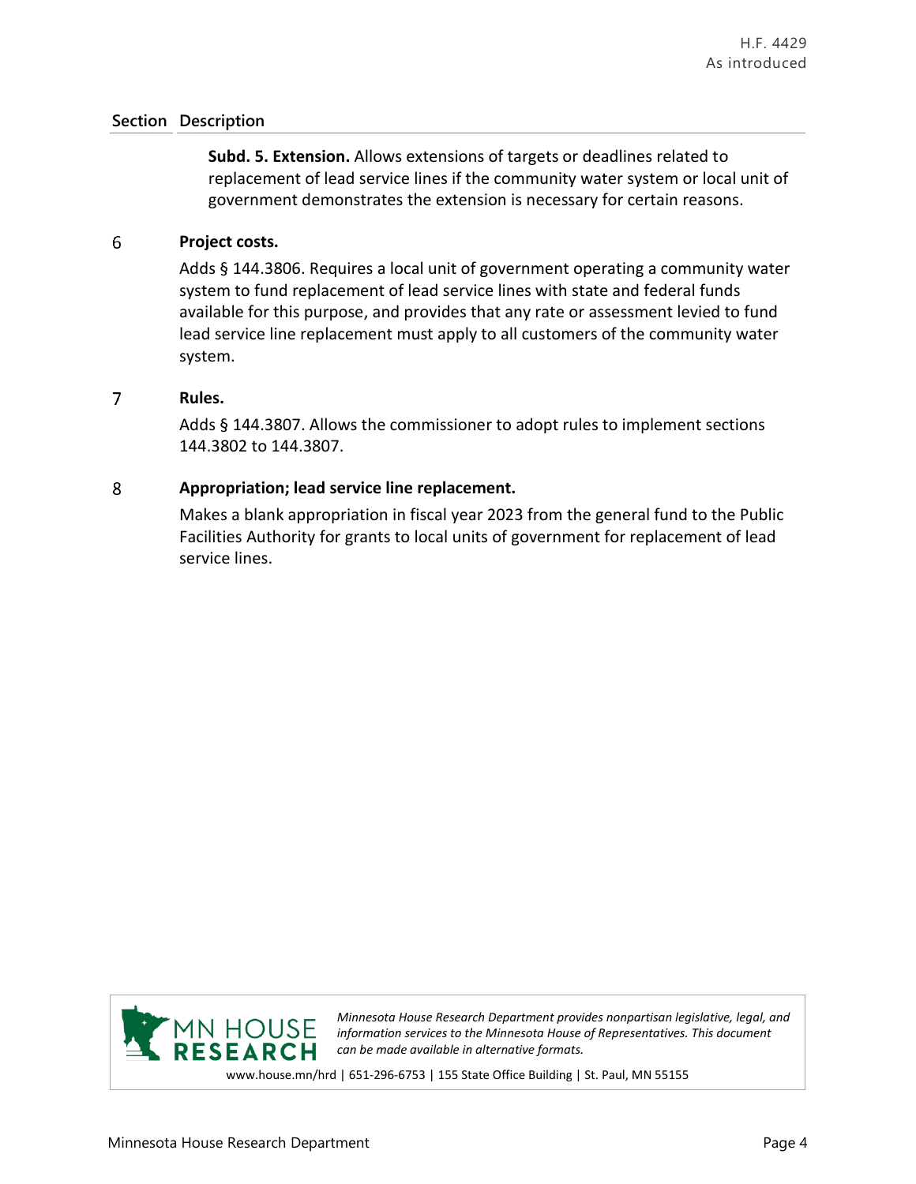| Section | Description |
|---|---|
| | **Subd. 5. Extension.** Allows extensions of targets or deadlines related to replacement of lead service lines if the community water system or local unit of government demonstrates the extension is necessary for certain reasons. |
| 6 | **Project costs.** |
| | Adds § 144.3806. Requires a local unit of government operating a community water system to fund replacement of lead service lines with state and federal funds available for this purpose, and provides that any rate or assessment levied to fund lead service line replacement must apply to all customers of the community water system. |
| 7 | **Rules.** |
| | Adds § 144.3807. Allows the commissioner to adopt rules to implement sections 144.3802 to 144.3807. |
| 8 | **Appropriation; lead service line replacement.** |
| | Makes a blank appropriation in fiscal year 2023 from the general fund to the Public Facilities Authority for grants to local units of government for replacement of lead service lines. |

MN HOUSE RESEARCH

*Minnesota House Research Department provides nonpartisan legislative, legal, and information services to the Minnesota House of Representatives. This document can be made available in alternative formats.*

www.house.mn/hrd | 651-296-6753 | 155 State Office Building | St. Paul, MN 55155